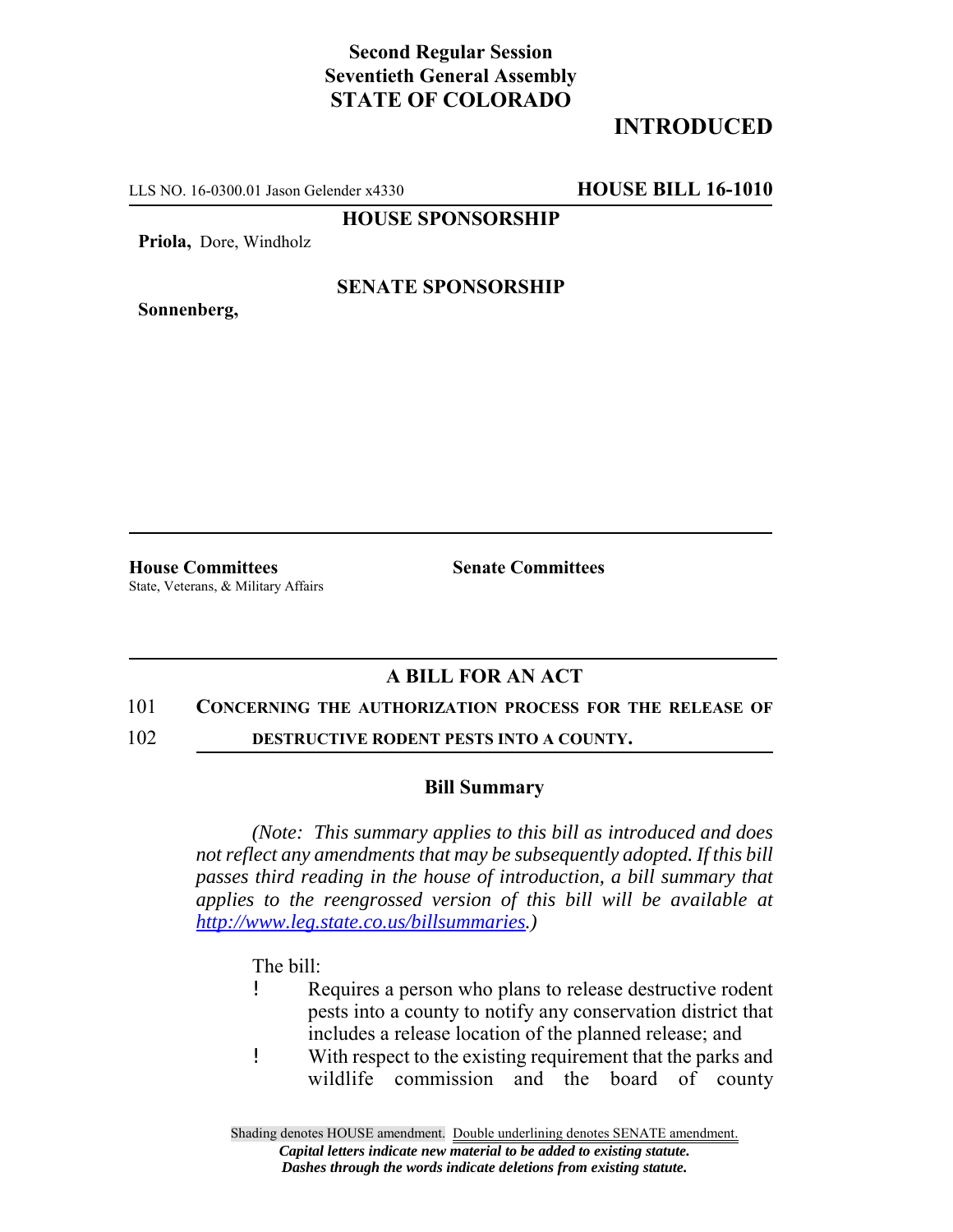**Second Regular Session**
**Seventieth General Assembly**
**STATE OF COLORADO**

**INTRODUCED**

LLS NO. 16-0300.01 Jason Gelender x4330 **HOUSE BILL 16-1010**

**HOUSE SPONSORSHIP**

**Priola,** Dore, Windholz

**SENATE SPONSORSHIP**

**Sonnenberg,**

**House Committees**
State, Veterans, & Military Affairs

**Senate Committees**

## A BILL FOR AN ACT

101 **CONCERNING THE AUTHORIZATION PROCESS FOR THE RELEASE OF**
102 **DESTRUCTIVE RODENT PESTS INTO A COUNTY.**

### Bill Summary

*(Note: This summary applies to this bill as introduced and does not reflect any amendments that may be subsequently adopted. If this bill passes third reading in the house of introduction, a bill summary that applies to the reengrossed version of this bill will be available at http://www.leg.state.co.us/billsummaries.)*

The bill:

- Requires a person who plans to release destructive rodent pests into a county to notify any conservation district that includes a release location of the planned release; and
- With respect to the existing requirement that the parks and wildlife commission and the board of county

Shading denotes HOUSE amendment. Double underlining denotes SENATE amendment.
*Capital letters indicate new material to be added to existing statute.*
*Dashes through the words indicate deletions from existing statute.*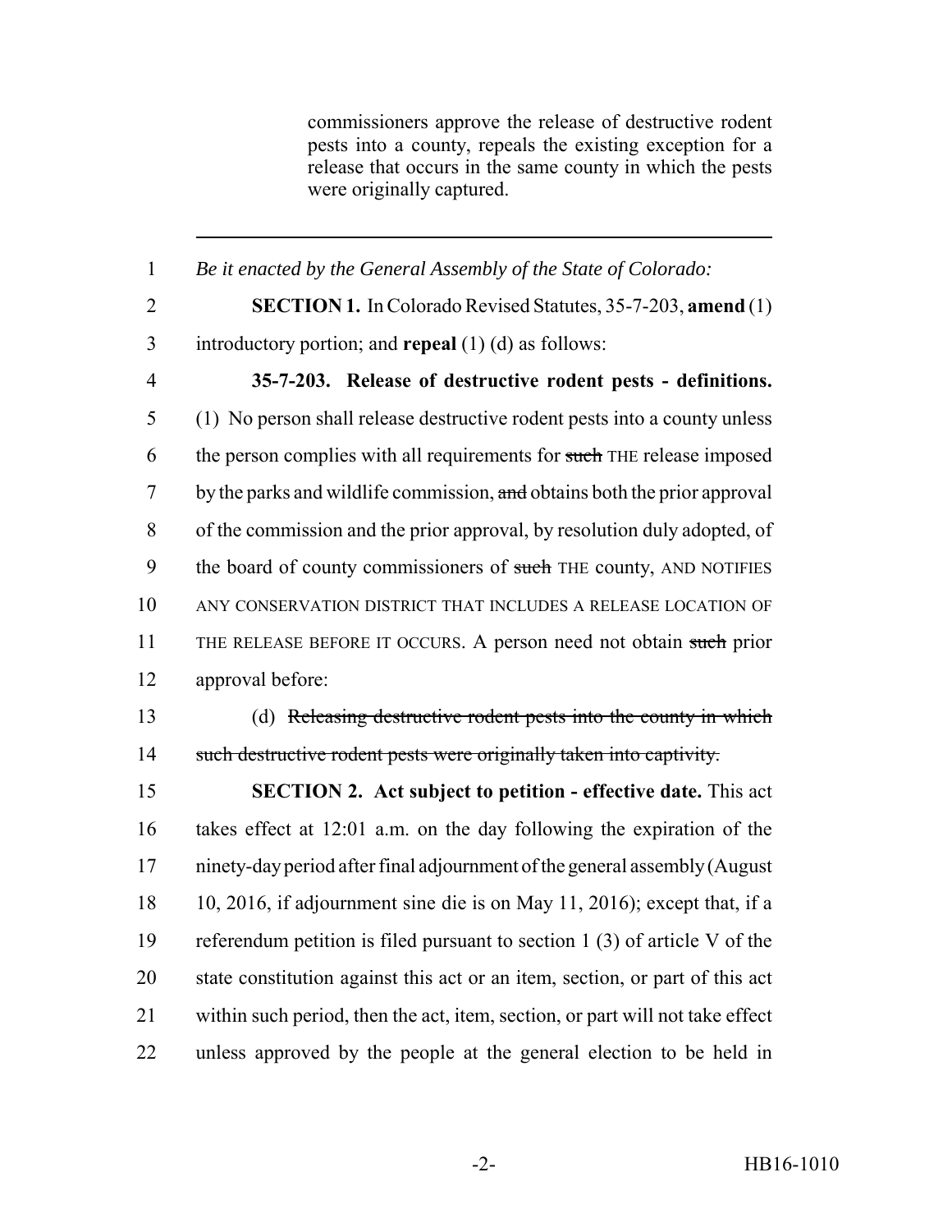commissioners approve the release of destructive rodent pests into a county, repeals the existing exception for a release that occurs in the same county in which the pests were originally captured.

---

1 *Be it enacted by the General Assembly of the State of Colorado:*

2 **SECTION 1.** In Colorado Revised Statutes, 35-7-203, **amend** (1) 3 introductory portion; and **repeal** (1) (d) as follows:

4 **35-7-203. Release of destructive rodent pests - definitions.** 5 (1) No person shall release destructive rodent pests into a county unless 6 the person complies with all requirements for ~~such~~ THE release imposed 7 by the parks and wildlife commission, ~~and~~ obtains both the prior approval 8 of the commission and the prior approval, by resolution duly adopted, of 9 the board of county commissioners of ~~such~~ THE county, AND NOTIFIES 10 ANY CONSERVATION DISTRICT THAT INCLUDES A RELEASE LOCATION OF 11 THE RELEASE BEFORE IT OCCURS. A person need not obtain ~~such~~ prior 12 approval before:

13 (d) ~~Releasing destructive rodent pests into the county in which~~ 14 ~~such destructive rodent pests were originally taken into captivity.~~

15 **SECTION 2. Act subject to petition - effective date.** This act 16 takes effect at 12:01 a.m. on the day following the expiration of the 17 ninety-day period after final adjournment of the general assembly (August 18 10, 2016, if adjournment sine die is on May 11, 2016); except that, if a 19 referendum petition is filed pursuant to section 1 (3) of article V of the 20 state constitution against this act or an item, section, or part of this act 21 within such period, then the act, item, section, or part will not take effect 22 unless approved by the people at the general election to be held in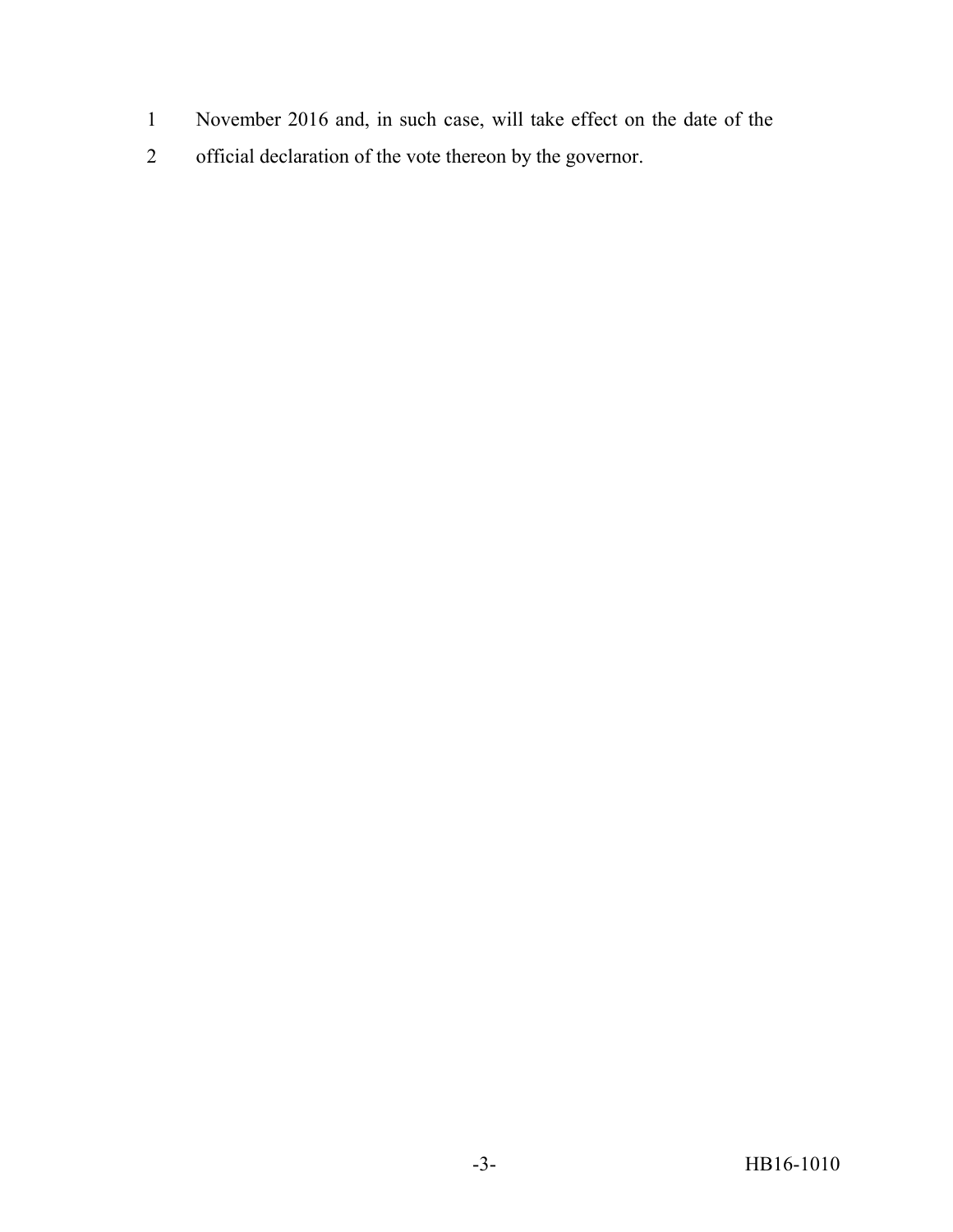November 2016 and, in such case, will take effect on the date of the official declaration of the vote thereon by the governor.